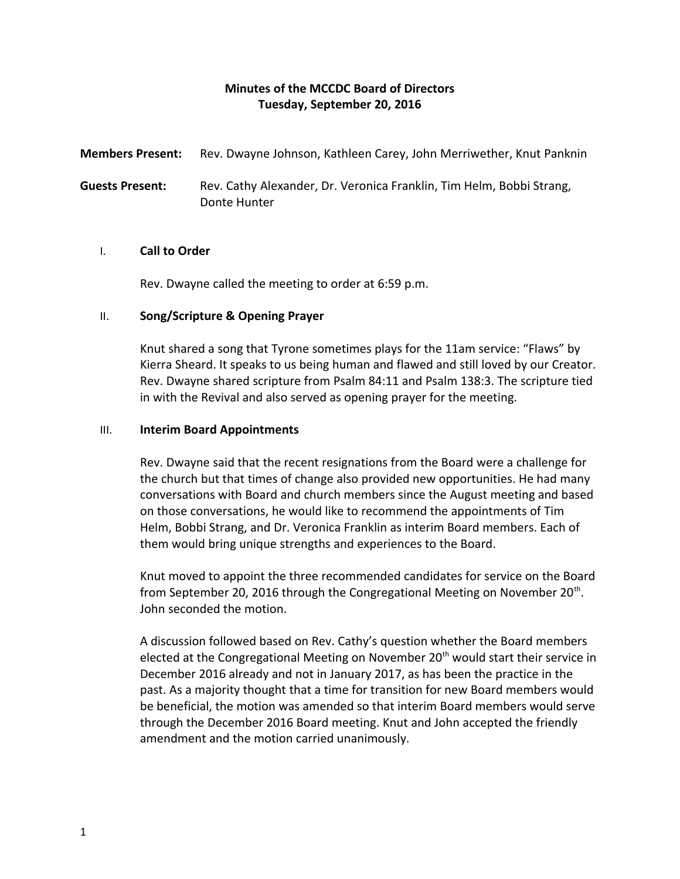# Minutes of the MCCDC Board of Directors
## Tuesday, September 20, 2016

**Members Present:** Rev. Dwayne Johnson, Kathleen Carey, John Merriwether, Knut Panknin

**Guests Present:** Rev. Cathy Alexander, Dr. Veronica Franklin, Tim Helm, Bobbi Strang, Donte Hunter

### I. Call to Order

Rev. Dwayne called the meeting to order at 6:59 p.m.

### II. Song/Scripture & Opening Prayer

Knut shared a song that Tyrone sometimes plays for the 11am service: "Flaws" by Kierra Sheard. It speaks to us being human and flawed and still loved by our Creator. Rev. Dwayne shared scripture from Psalm 84:11 and Psalm 138:3. The scripture tied in with the Revival and also served as opening prayer for the meeting.

### III. Interim Board Appointments

Rev. Dwayne said that the recent resignations from the Board were a challenge for the church but that times of change also provided new opportunities. He had many conversations with Board and church members since the August meeting and based on those conversations, he would like to recommend the appointments of Tim Helm, Bobbi Strang, and Dr. Veronica Franklin as interim Board members. Each of them would bring unique strengths and experiences to the Board.

Knut moved to appoint the three recommended candidates for service on the Board from September 20, 2016 through the Congregational Meeting on November 20th. John seconded the motion.

A discussion followed based on Rev. Cathy's question whether the Board members elected at the Congregational Meeting on November 20th would start their service in December 2016 already and not in January 2017, as has been the practice in the past. As a majority thought that a time for transition for new Board members would be beneficial, the motion was amended so that interim Board members would serve through the December 2016 Board meeting. Knut and John accepted the friendly amendment and the motion carried unanimously.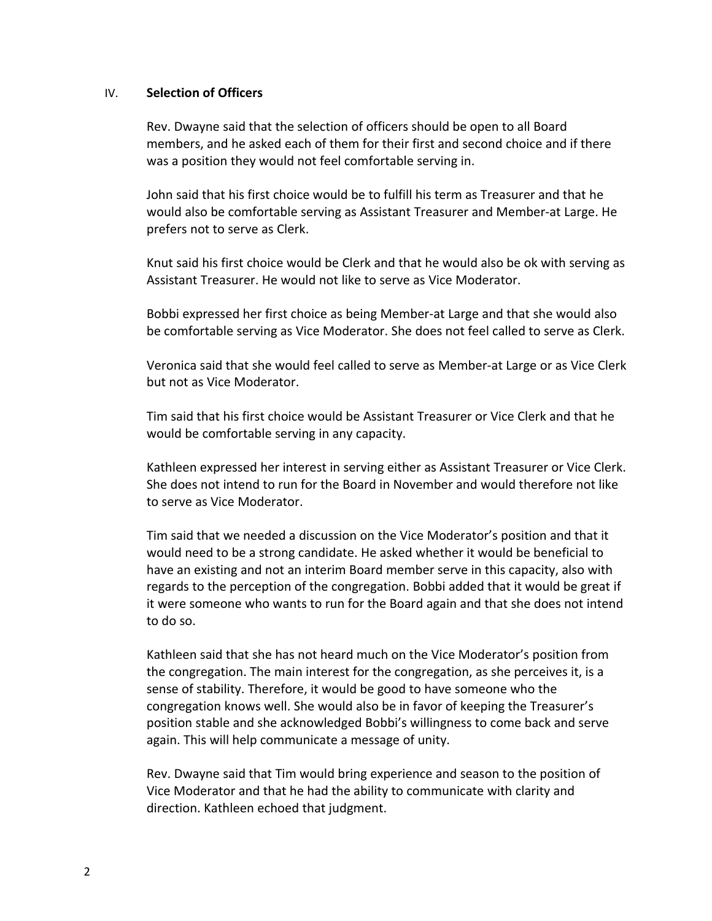## IV. **Selection of Officers**

Rev. Dwayne said that the selection of officers should be open to all Board members, and he asked each of them for their first and second choice and if there was a position they would not feel comfortable serving in.

John said that his first choice would be to fulfill his term as Treasurer and that he would also be comfortable serving as Assistant Treasurer and Member-at Large. He prefers not to serve as Clerk.

Knut said his first choice would be Clerk and that he would also be ok with serving as Assistant Treasurer. He would not like to serve as Vice Moderator.

Bobbi expressed her first choice as being Member-at Large and that she would also be comfortable serving as Vice Moderator. She does not feel called to serve as Clerk.

Veronica said that she would feel called to serve as Member-at Large or as Vice Clerk but not as Vice Moderator.

Tim said that his first choice would be Assistant Treasurer or Vice Clerk and that he would be comfortable serving in any capacity.

Kathleen expressed her interest in serving either as Assistant Treasurer or Vice Clerk. She does not intend to run for the Board in November and would therefore not like to serve as Vice Moderator.

Tim said that we needed a discussion on the Vice Moderator's position and that it would need to be a strong candidate. He asked whether it would be beneficial to have an existing and not an interim Board member serve in this capacity, also with regards to the perception of the congregation. Bobbi added that it would be great if it were someone who wants to run for the Board again and that she does not intend to do so.

Kathleen said that she has not heard much on the Vice Moderator's position from the congregation. The main interest for the congregation, as she perceives it, is a sense of stability. Therefore, it would be good to have someone who the congregation knows well. She would also be in favor of keeping the Treasurer's position stable and she acknowledged Bobbi's willingness to come back and serve again. This will help communicate a message of unity.

Rev. Dwayne said that Tim would bring experience and season to the position of Vice Moderator and that he had the ability to communicate with clarity and direction. Kathleen echoed that judgment.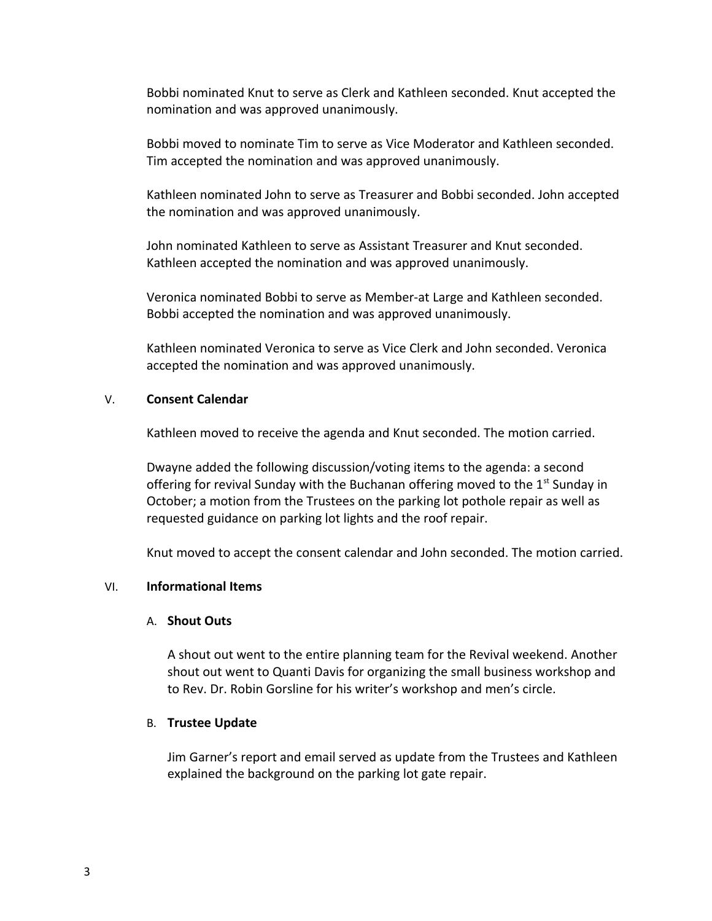Bobbi nominated Knut to serve as Clerk and Kathleen seconded. Knut accepted the nomination and was approved unanimously.

Bobbi moved to nominate Tim to serve as Vice Moderator and Kathleen seconded. Tim accepted the nomination and was approved unanimously.

Kathleen nominated John to serve as Treasurer and Bobbi seconded. John accepted the nomination and was approved unanimously.

John nominated Kathleen to serve as Assistant Treasurer and Knut seconded. Kathleen accepted the nomination and was approved unanimously.

Veronica nominated Bobbi to serve as Member-at Large and Kathleen seconded. Bobbi accepted the nomination and was approved unanimously.

Kathleen nominated Veronica to serve as Vice Clerk and John seconded. Veronica accepted the nomination and was approved unanimously.

## V. Consent Calendar

Kathleen moved to receive the agenda and Knut seconded. The motion carried.

Dwayne added the following discussion/voting items to the agenda: a second offering for revival Sunday with the Buchanan offering moved to the 1st Sunday in October; a motion from the Trustees on the parking lot pothole repair as well as requested guidance on parking lot lights and the roof repair.

Knut moved to accept the consent calendar and John seconded. The motion carried.

## VI. Informational Items

### A. Shout Outs

A shout out went to the entire planning team for the Revival weekend. Another shout out went to Quanti Davis for organizing the small business workshop and to Rev. Dr. Robin Gorsline for his writer's workshop and men's circle.

### B. Trustee Update

Jim Garner's report and email served as update from the Trustees and Kathleen explained the background on the parking lot gate repair.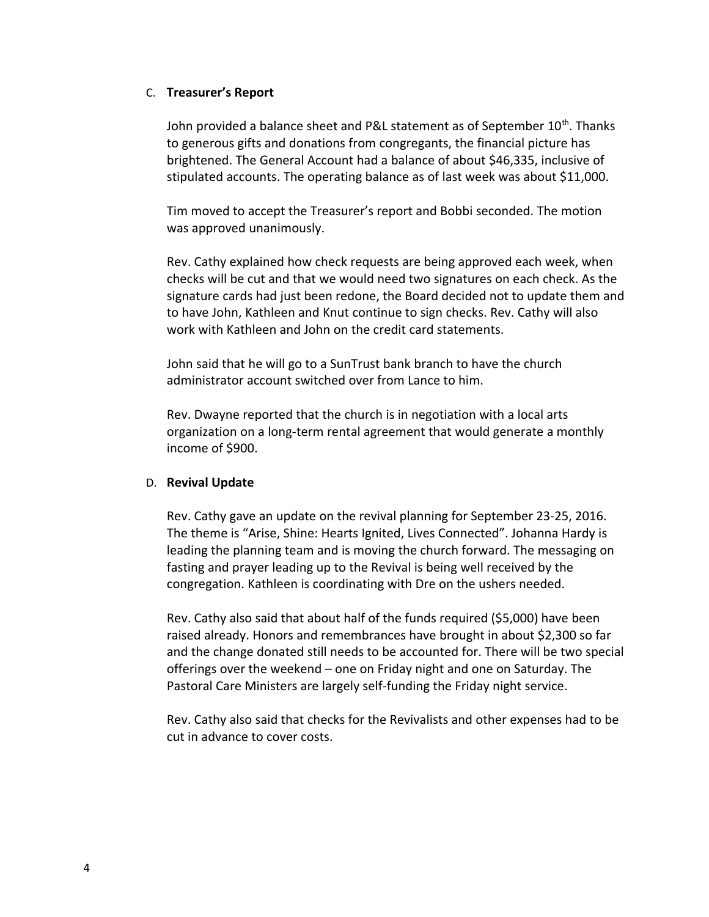C. **Treasurer's Report**

John provided a balance sheet and P&L statement as of September 10th. Thanks to generous gifts and donations from congregants, the financial picture has brightened. The General Account had a balance of about $46,335, inclusive of stipulated accounts. The operating balance as of last week was about $11,000.

Tim moved to accept the Treasurer's report and Bobbi seconded. The motion was approved unanimously.

Rev. Cathy explained how check requests are being approved each week, when checks will be cut and that we would need two signatures on each check. As the signature cards had just been redone, the Board decided not to update them and to have John, Kathleen and Knut continue to sign checks. Rev. Cathy will also work with Kathleen and John on the credit card statements.

John said that he will go to a SunTrust bank branch to have the church administrator account switched over from Lance to him.

Rev. Dwayne reported that the church is in negotiation with a local arts organization on a long-term rental agreement that would generate a monthly income of $900.

D. **Revival Update**

Rev. Cathy gave an update on the revival planning for September 23-25, 2016. The theme is "Arise, Shine: Hearts Ignited, Lives Connected". Johanna Hardy is leading the planning team and is moving the church forward. The messaging on fasting and prayer leading up to the Revival is being well received by the congregation. Kathleen is coordinating with Dre on the ushers needed.

Rev. Cathy also said that about half of the funds required ($5,000) have been raised already. Honors and remembrances have brought in about $2,300 so far and the change donated still needs to be accounted for. There will be two special offerings over the weekend – one on Friday night and one on Saturday. The Pastoral Care Ministers are largely self-funding the Friday night service.

Rev. Cathy also said that checks for the Revivalists and other expenses had to be cut in advance to cover costs.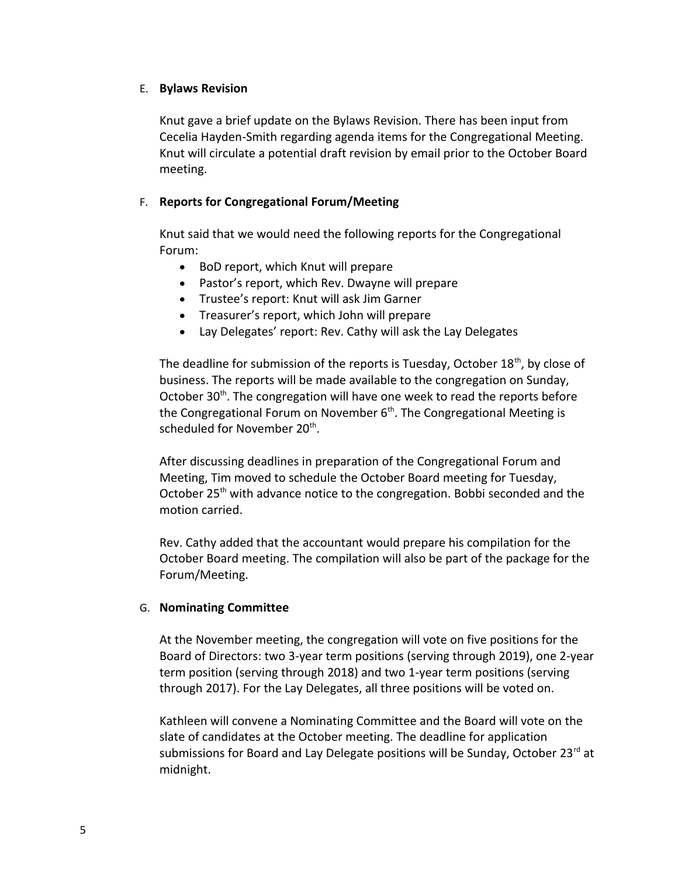E. **Bylaws Revision**

Knut gave a brief update on the Bylaws Revision. There has been input from Cecelia Hayden-Smith regarding agenda items for the Congregational Meeting. Knut will circulate a potential draft revision by email prior to the October Board meeting.

F. **Reports for Congregational Forum/Meeting**

Knut said that we would need the following reports for the Congregational Forum:

- BoD report, which Knut will prepare
- Pastor's report, which Rev. Dwayne will prepare
- Trustee's report: Knut will ask Jim Garner
- Treasurer's report, which John will prepare
- Lay Delegates' report: Rev. Cathy will ask the Lay Delegates

The deadline for submission of the reports is Tuesday, October 18th, by close of business. The reports will be made available to the congregation on Sunday, October 30th. The congregation will have one week to read the reports before the Congregational Forum on November 6th. The Congregational Meeting is scheduled for November 20th.

After discussing deadlines in preparation of the Congregational Forum and Meeting, Tim moved to schedule the October Board meeting for Tuesday, October 25th with advance notice to the congregation. Bobbi seconded and the motion carried.

Rev. Cathy added that the accountant would prepare his compilation for the October Board meeting. The compilation will also be part of the package for the Forum/Meeting.

G. **Nominating Committee**

At the November meeting, the congregation will vote on five positions for the Board of Directors: two 3-year term positions (serving through 2019), one 2-year term position (serving through 2018) and two 1-year term positions (serving through 2017). For the Lay Delegates, all three positions will be voted on.

Kathleen will convene a Nominating Committee and the Board will vote on the slate of candidates at the October meeting. The deadline for application submissions for Board and Lay Delegate positions will be Sunday, October 23rd at midnight.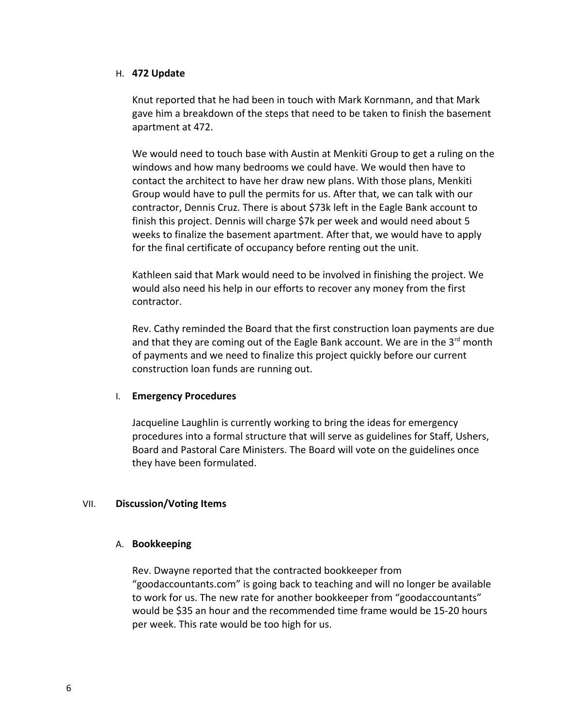### H. **472 Update**

Knut reported that he had been in touch with Mark Kornmann, and that Mark gave him a breakdown of the steps that need to be taken to finish the basement apartment at 472.

We would need to touch base with Austin at Menkiti Group to get a ruling on the windows and how many bedrooms we could have. We would then have to contact the architect to have her draw new plans. With those plans, Menkiti Group would have to pull the permits for us. After that, we can talk with our contractor, Dennis Cruz. There is about $73k left in the Eagle Bank account to finish this project. Dennis will charge $7k per week and would need about 5 weeks to finalize the basement apartment. After that, we would have to apply for the final certificate of occupancy before renting out the unit.

Kathleen said that Mark would need to be involved in finishing the project. We would also need his help in our efforts to recover any money from the first contractor.

Rev. Cathy reminded the Board that the first construction loan payments are due and that they are coming out of the Eagle Bank account. We are in the 3rd month of payments and we need to finalize this project quickly before our current construction loan funds are running out.

### I. **Emergency Procedures**

Jacqueline Laughlin is currently working to bring the ideas for emergency procedures into a formal structure that will serve as guidelines for Staff, Ushers, Board and Pastoral Care Ministers. The Board will vote on the guidelines once they have been formulated.

## VII. **Discussion/Voting Items**

### A. **Bookkeeping**

Rev. Dwayne reported that the contracted bookkeeper from "goodaccountants.com" is going back to teaching and will no longer be available to work for us. The new rate for another bookkeeper from "goodaccountants" would be $35 an hour and the recommended time frame would be 15-20 hours per week. This rate would be too high for us.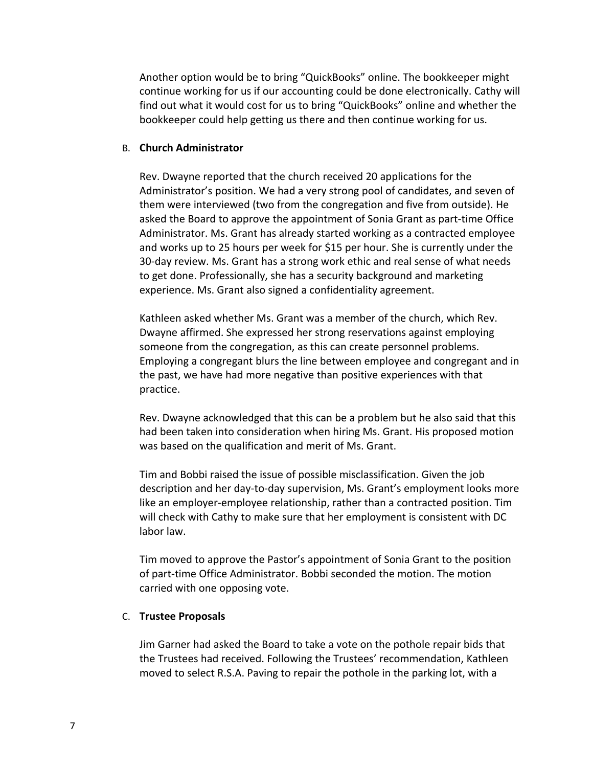Another option would be to bring "QuickBooks" online. The bookkeeper might continue working for us if our accounting could be done electronically. Cathy will find out what it would cost for us to bring "QuickBooks" online and whether the bookkeeper could help getting us there and then continue working for us.

B. **Church Administrator**

Rev. Dwayne reported that the church received 20 applications for the Administrator's position. We had a very strong pool of candidates, and seven of them were interviewed (two from the congregation and five from outside). He asked the Board to approve the appointment of Sonia Grant as part-time Office Administrator. Ms. Grant has already started working as a contracted employee and works up to 25 hours per week for $15 per hour. She is currently under the 30-day review. Ms. Grant has a strong work ethic and real sense of what needs to get done. Professionally, she has a security background and marketing experience. Ms. Grant also signed a confidentiality agreement.

Kathleen asked whether Ms. Grant was a member of the church, which Rev. Dwayne affirmed. She expressed her strong reservations against employing someone from the congregation, as this can create personnel problems. Employing a congregant blurs the line between employee and congregant and in the past, we have had more negative than positive experiences with that practice.

Rev. Dwayne acknowledged that this can be a problem but he also said that this had been taken into consideration when hiring Ms. Grant. His proposed motion was based on the qualification and merit of Ms. Grant.

Tim and Bobbi raised the issue of possible misclassification. Given the job description and her day-to-day supervision, Ms. Grant's employment looks more like an employer-employee relationship, rather than a contracted position. Tim will check with Cathy to make sure that her employment is consistent with DC labor law.

Tim moved to approve the Pastor's appointment of Sonia Grant to the position of part-time Office Administrator. Bobbi seconded the motion. The motion carried with one opposing vote.

C. **Trustee Proposals**

Jim Garner had asked the Board to take a vote on the pothole repair bids that the Trustees had received. Following the Trustees' recommendation, Kathleen moved to select R.S.A. Paving to repair the pothole in the parking lot, with a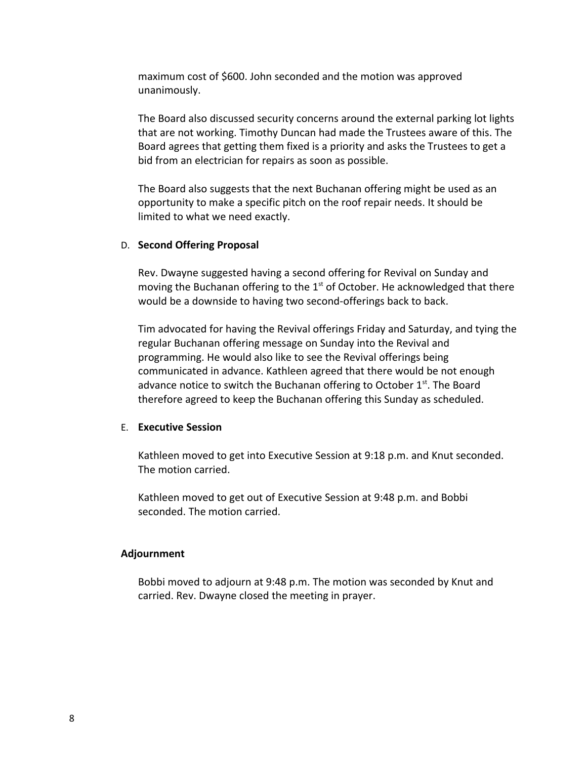maximum cost of $600. John seconded and the motion was approved unanimously.

The Board also discussed security concerns around the external parking lot lights that are not working. Timothy Duncan had made the Trustees aware of this. The Board agrees that getting them fixed is a priority and asks the Trustees to get a bid from an electrician for repairs as soon as possible.

The Board also suggests that the next Buchanan offering might be used as an opportunity to make a specific pitch on the roof repair needs. It should be limited to what we need exactly.

D. **Second Offering Proposal**

Rev. Dwayne suggested having a second offering for Revival on Sunday and moving the Buchanan offering to the 1st of October. He acknowledged that there would be a downside to having two second-offerings back to back.

Tim advocated for having the Revival offerings Friday and Saturday, and tying the regular Buchanan offering message on Sunday into the Revival and programming. He would also like to see the Revival offerings being communicated in advance. Kathleen agreed that there would be not enough advance notice to switch the Buchanan offering to October 1st. The Board therefore agreed to keep the Buchanan offering this Sunday as scheduled.

E. **Executive Session**

Kathleen moved to get into Executive Session at 9:18 p.m. and Knut seconded. The motion carried.

Kathleen moved to get out of Executive Session at 9:48 p.m. and Bobbi seconded. The motion carried.

**Adjournment**

Bobbi moved to adjourn at 9:48 p.m. The motion was seconded by Knut and carried. Rev. Dwayne closed the meeting in prayer.